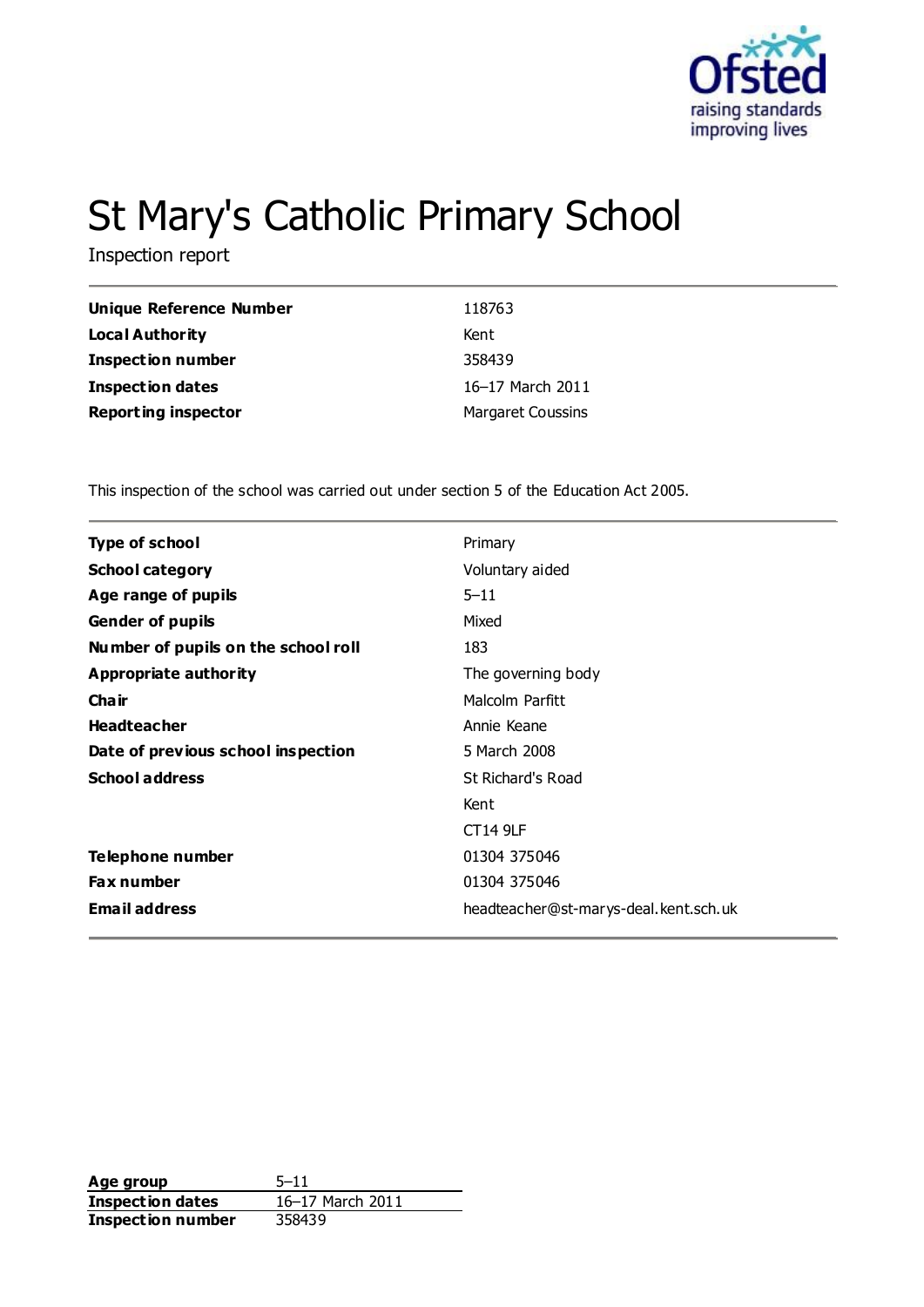# St Mary's Catholic Primary School

Inspection report

| | |
|---|---|
| **Unique Reference Number** | 118763 |
| **Local Authority** | Kent |
| **Inspection number** | 358439 |
| **Inspection dates** | 16–17 March 2011 |
| **Reporting inspector** | Margaret Coussins |

This inspection of the school was carried out under section 5 of the Education Act 2005.

| | |
|---|---|
| **Type of school** | Primary |
| **School category** | Voluntary aided |
| **Age range of pupils** | 5–11 |
| **Gender of pupils** | Mixed |
| **Number of pupils on the school roll** | 183 |
| **Appropriate authority** | The governing body |
| **Chair** | Malcolm Parfitt |
| **Headteacher** | Annie Keane |
| **Date of previous school inspection** | 5 March 2008 |
| **School address** | St Richard's Road<br>Kent<br>CT14 9LF |
| **Telephone number** | 01304 375046 |
| **Fax number** | 01304 375046 |
| **Email address** | headteacher@st-marys-deal.kent.sch.uk |

| | |
|---|---|
| **Age group** | 5–11 |
| **Inspection dates** | 16–17 March 2011 |
| **Inspection number** | 358439 |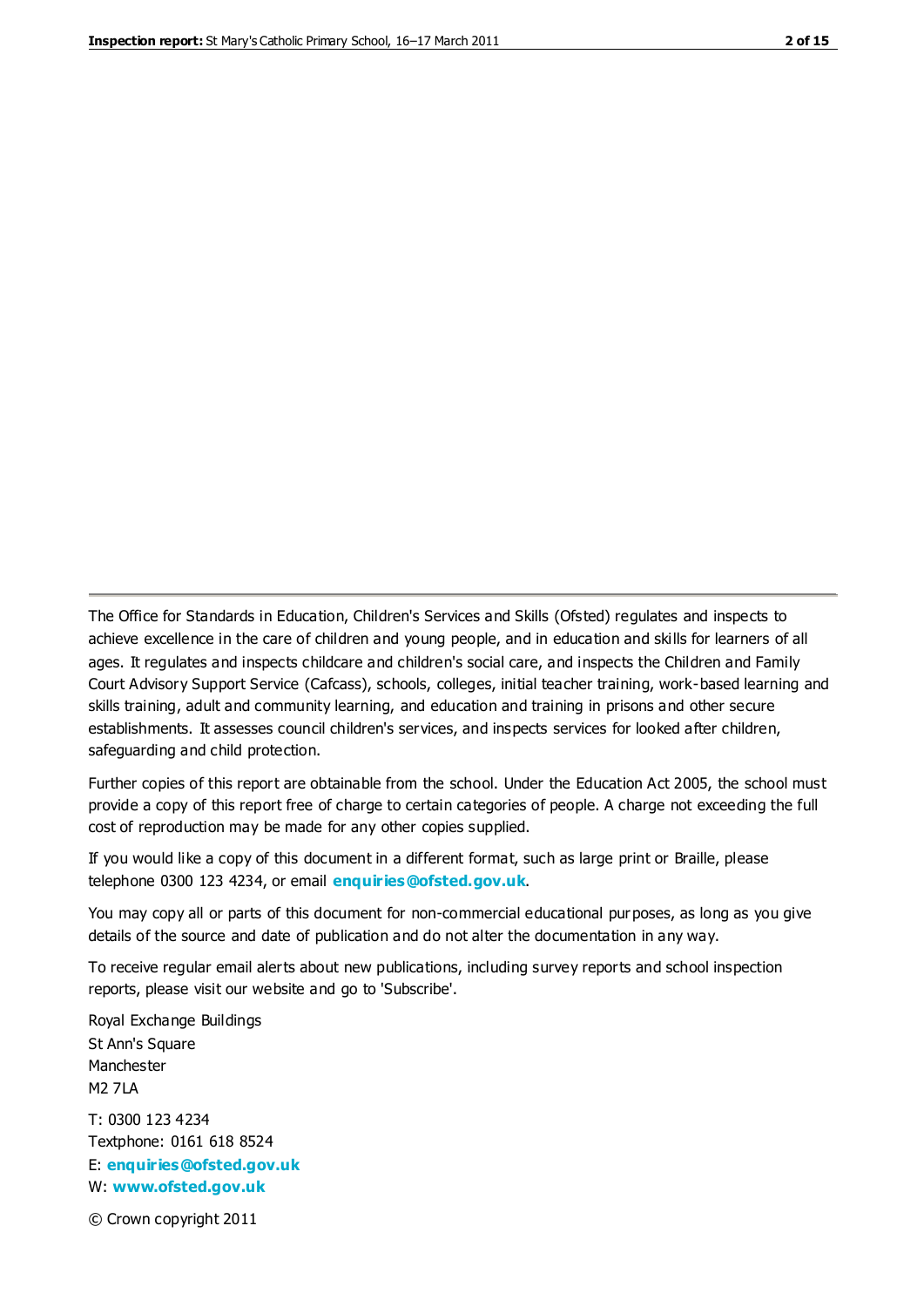The Office for Standards in Education, Children's Services and Skills (Ofsted) regulates and inspects to achieve excellence in the care of children and young people, and in education and skills for learners of all ages. It regulates and inspects childcare and children's social care, and inspects the Children and Family Court Advisory Support Service (Cafcass), schools, colleges, initial teacher training, work-based learning and skills training, adult and community learning, and education and training in prisons and other secure establishments. It assesses council children's services, and inspects services for looked after children, safeguarding and child protection.

Further copies of this report are obtainable from the school. Under the Education Act 2005, the school must provide a copy of this report free of charge to certain categories of people. A charge not exceeding the full cost of reproduction may be made for any other copies supplied.

If you would like a copy of this document in a different format, such as large print or Braille, please telephone 0300 123 4234, or email **enquiries@ofsted.gov.uk**.

You may copy all or parts of this document for non-commercial educational purposes, as long as you give details of the source and date of publication and do not alter the documentation in any way.

To receive regular email alerts about new publications, including survey reports and school inspection reports, please visit our website and go to 'Subscribe'.

Royal Exchange Buildings
St Ann's Square
Manchester
M2 7LA

T: 0300 123 4234
Textphone: 0161 618 8524
E: **enquiries@ofsted.gov.uk**
W: **www.ofsted.gov.uk**

© Crown copyright 2011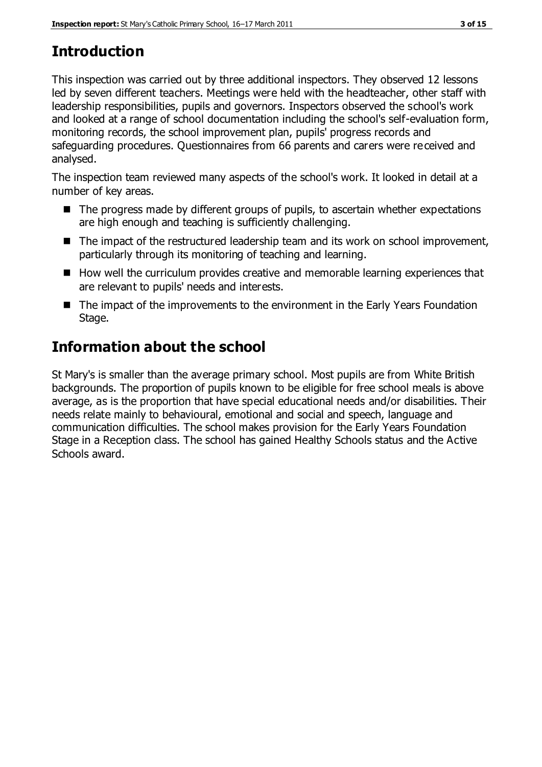# Introduction

This inspection was carried out by three additional inspectors. They observed 12 lessons led by seven different teachers. Meetings were held with the headteacher, other staff with leadership responsibilities, pupils and governors. Inspectors observed the school's work and looked at a range of school documentation including the school's self-evaluation form, monitoring records, the school improvement plan, pupils' progress records and safeguarding procedures. Questionnaires from 66 parents and carers were received and analysed.

The inspection team reviewed many aspects of the school's work. It looked in detail at a number of key areas.

- The progress made by different groups of pupils, to ascertain whether expectations are high enough and teaching is sufficiently challenging.
- The impact of the restructured leadership team and its work on school improvement, particularly through its monitoring of teaching and learning.
- How well the curriculum provides creative and memorable learning experiences that are relevant to pupils' needs and interests.
- The impact of the improvements to the environment in the Early Years Foundation Stage.

# Information about the school

St Mary's is smaller than the average primary school. Most pupils are from White British backgrounds. The proportion of pupils known to be eligible for free school meals is above average, as is the proportion that have special educational needs and/or disabilities. Their needs relate mainly to behavioural, emotional and social and speech, language and communication difficulties. The school makes provision for the Early Years Foundation Stage in a Reception class. The school has gained Healthy Schools status and the Active Schools award.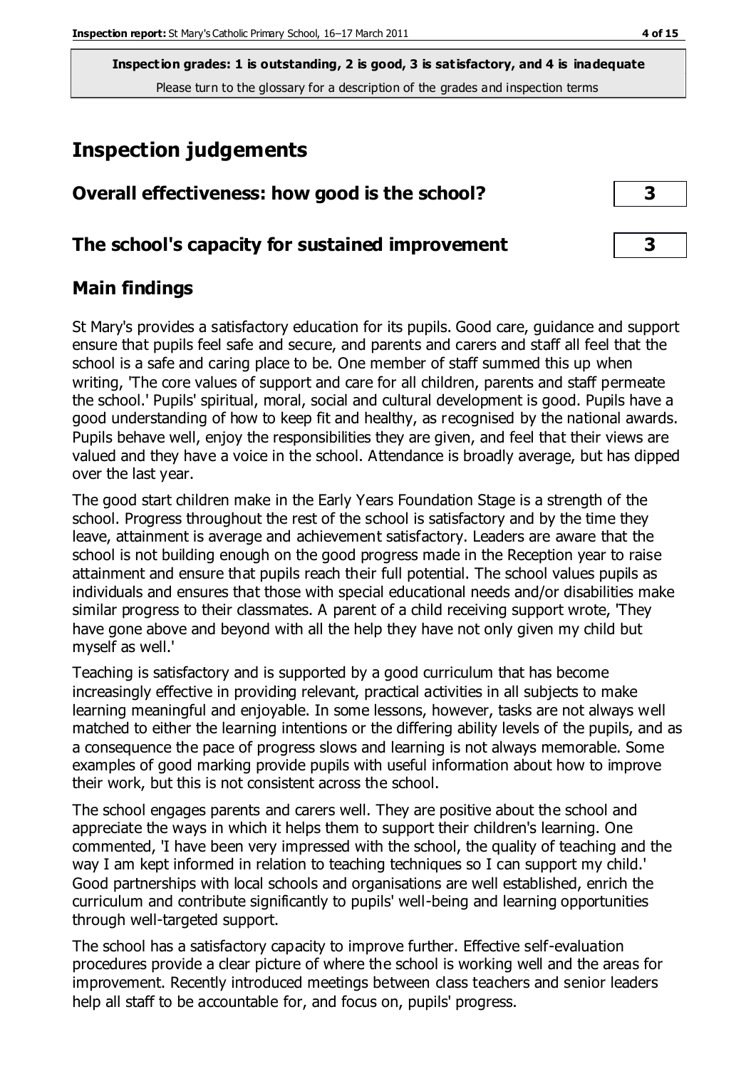**Inspection grades: 1 is outstanding, 2 is good, 3 is satisfactory, and 4 is inadequate**
Please turn to the glossary for a description of the grades and inspection terms

# Inspection judgements

| Overall effectiveness: how good is the school? | 3 |
|---|---|
| **The school's capacity for sustained improvement** | **3** |

## Main findings

St Mary's provides a satisfactory education for its pupils. Good care, guidance and support ensure that pupils feel safe and secure, and parents and carers and staff all feel that the school is a safe and caring place to be. One member of staff summed this up when writing, 'The core values of support and care for all children, parents and staff permeate the school.' Pupils' spiritual, moral, social and cultural development is good. Pupils have a good understanding of how to keep fit and healthy, as recognised by the national awards. Pupils behave well, enjoy the responsibilities they are given, and feel that their views are valued and they have a voice in the school. Attendance is broadly average, but has dipped over the last year.

The good start children make in the Early Years Foundation Stage is a strength of the school. Progress throughout the rest of the school is satisfactory and by the time they leave, attainment is average and achievement satisfactory. Leaders are aware that the school is not building enough on the good progress made in the Reception year to raise attainment and ensure that pupils reach their full potential. The school values pupils as individuals and ensures that those with special educational needs and/or disabilities make similar progress to their classmates. A parent of a child receiving support wrote, 'They have gone above and beyond with all the help they have not only given my child but myself as well.'

Teaching is satisfactory and is supported by a good curriculum that has become increasingly effective in providing relevant, practical activities in all subjects to make learning meaningful and enjoyable. In some lessons, however, tasks are not always well matched to either the learning intentions or the differing ability levels of the pupils, and as a consequence the pace of progress slows and learning is not always memorable. Some examples of good marking provide pupils with useful information about how to improve their work, but this is not consistent across the school.

The school engages parents and carers well. They are positive about the school and appreciate the ways in which it helps them to support their children's learning. One commented, 'I have been very impressed with the school, the quality of teaching and the way I am kept informed in relation to teaching techniques so I can support my child.' Good partnerships with local schools and organisations are well established, enrich the curriculum and contribute significantly to pupils' well-being and learning opportunities through well-targeted support.

The school has a satisfactory capacity to improve further. Effective self-evaluation procedures provide a clear picture of where the school is working well and the areas for improvement. Recently introduced meetings between class teachers and senior leaders help all staff to be accountable for, and focus on, pupils' progress.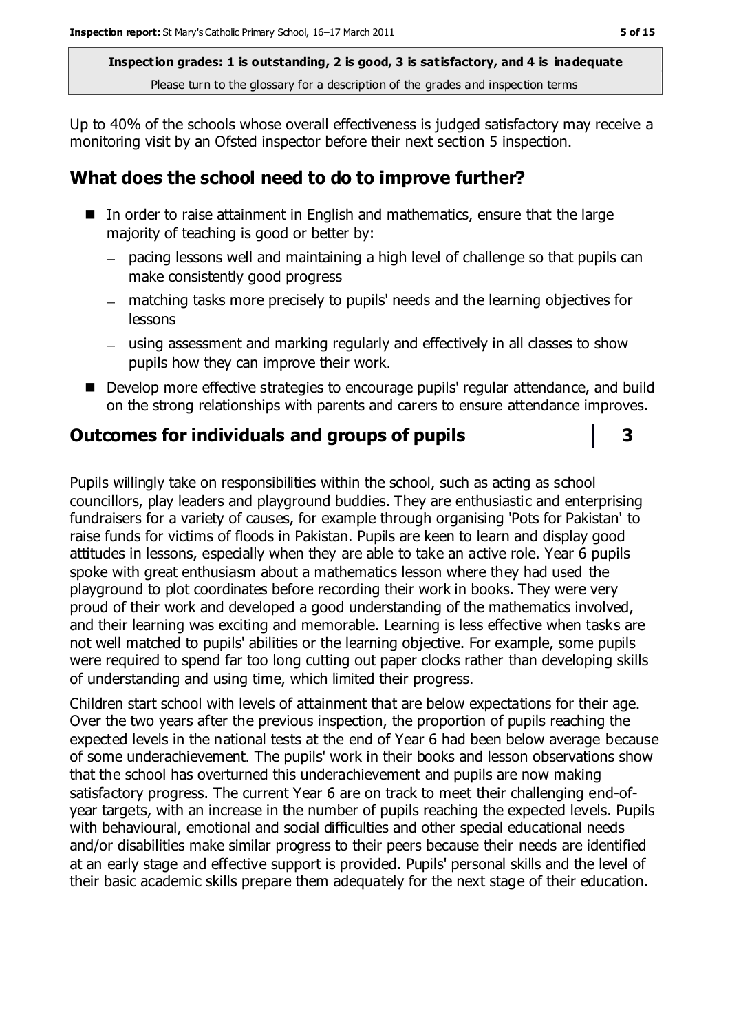**Inspection grades: 1 is outstanding, 2 is good, 3 is satisfactory, and 4 is inadequate**
Please turn to the glossary for a description of the grades and inspection terms

Up to 40% of the schools whose overall effectiveness is judged satisfactory may receive a monitoring visit by an Ofsted inspector before their next section 5 inspection.

## What does the school need to do to improve further?

- In order to raise attainment in English and mathematics, ensure that the large majority of teaching is good or better by:
  - pacing lessons well and maintaining a high level of challenge so that pupils can make consistently good progress
  - matching tasks more precisely to pupils' needs and the learning objectives for lessons
  - using assessment and marking regularly and effectively in all classes to show pupils how they can improve their work.
- Develop more effective strategies to encourage pupils' regular attendance, and build on the strong relationships with parents and carers to ensure attendance improves.

## Outcomes for individuals and groups of pupils — 3

Pupils willingly take on responsibilities within the school, such as acting as school councillors, play leaders and playground buddies. They are enthusiastic and enterprising fundraisers for a variety of causes, for example through organising 'Pots for Pakistan' to raise funds for victims of floods in Pakistan. Pupils are keen to learn and display good attitudes in lessons, especially when they are able to take an active role. Year 6 pupils spoke with great enthusiasm about a mathematics lesson where they had used the playground to plot coordinates before recording their work in books. They were very proud of their work and developed a good understanding of the mathematics involved, and their learning was exciting and memorable. Learning is less effective when tasks are not well matched to pupils' abilities or the learning objective. For example, some pupils were required to spend far too long cutting out paper clocks rather than developing skills of understanding and using time, which limited their progress.

Children start school with levels of attainment that are below expectations for their age. Over the two years after the previous inspection, the proportion of pupils reaching the expected levels in the national tests at the end of Year 6 had been below average because of some underachievement. The pupils' work in their books and lesson observations show that the school has overturned this underachievement and pupils are now making satisfactory progress. The current Year 6 are on track to meet their challenging end-of-year targets, with an increase in the number of pupils reaching the expected levels. Pupils with behavioural, emotional and social difficulties and other special educational needs and/or disabilities make similar progress to their peers because their needs are identified at an early stage and effective support is provided. Pupils' personal skills and the level of their basic academic skills prepare them adequately for the next stage of their education.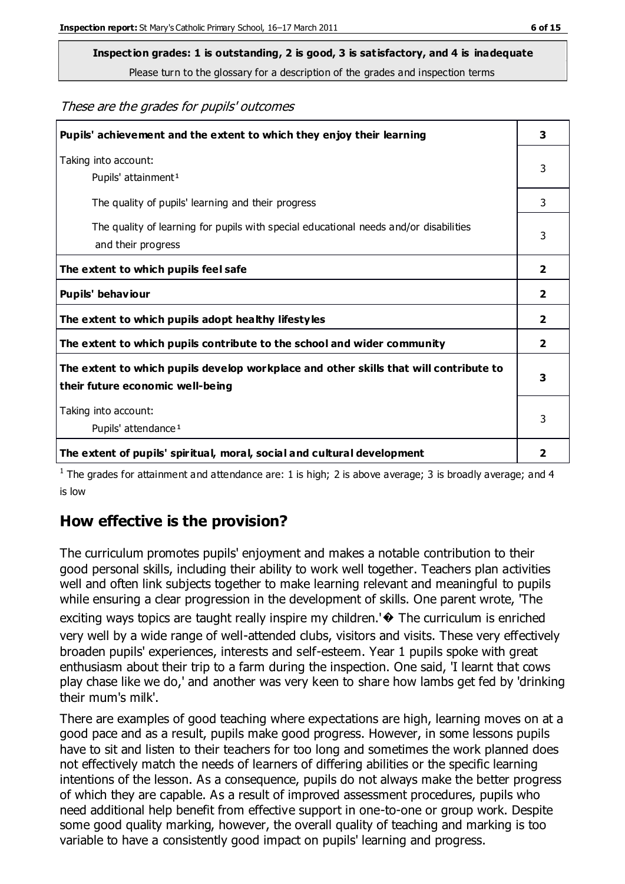**Inspection grades: 1 is outstanding, 2 is good, 3 is satisfactory, and 4 is inadequate**

Please turn to the glossary for a description of the grades and inspection terms

*These are the grades for pupils' outcomes*

| | |
|---|---|
| **Pupils' achievement and the extent to which they enjoy their learning** | **3** |
| Taking into account:<br>Pupils' attainment[1] | 3 |
| The quality of pupils' learning and their progress | 3 |
| The quality of learning for pupils with special educational needs and/or disabilities and their progress | 3 |
| **The extent to which pupils feel safe** | **2** |
| **Pupils' behaviour** | **2** |
| **The extent to which pupils adopt healthy lifestyles** | **2** |
| **The extent to which pupils contribute to the school and wider community** | **2** |
| **The extent to which pupils develop workplace and other skills that will contribute to their future economic well-being** | **3** |
| Taking into account:<br>Pupils' attendance[1] | 3 |
| **The extent of pupils' spiritual, moral, social and cultural development** | **2** |

[1] The grades for attainment and attendance are: 1 is high; 2 is above average; 3 is broadly average; and 4 is low

## How effective is the provision?

The curriculum promotes pupils' enjoyment and makes a notable contribution to their good personal skills, including their ability to work well together. Teachers plan activities well and often link subjects together to make learning relevant and meaningful to pupils while ensuring a clear progression in the development of skills. One parent wrote, 'The exciting ways topics are taught really inspire my children.'� The curriculum is enriched very well by a wide range of well-attended clubs, visitors and visits. These very effectively broaden pupils' experiences, interests and self-esteem. Year 1 pupils spoke with great enthusiasm about their trip to a farm during the inspection. One said, 'I learnt that cows play chase like we do,' and another was very keen to share how lambs get fed by 'drinking their mum's milk'.

There are examples of good teaching where expectations are high, learning moves on at a good pace and as a result, pupils make good progress. However, in some lessons pupils have to sit and listen to their teachers for too long and sometimes the work planned does not effectively match the needs of learners of differing abilities or the specific learning intentions of the lesson. As a consequence, pupils do not always make the better progress of which they are capable. As a result of improved assessment procedures, pupils who need additional help benefit from effective support in one-to-one or group work. Despite some good quality marking, however, the overall quality of teaching and marking is too variable to have a consistently good impact on pupils' learning and progress.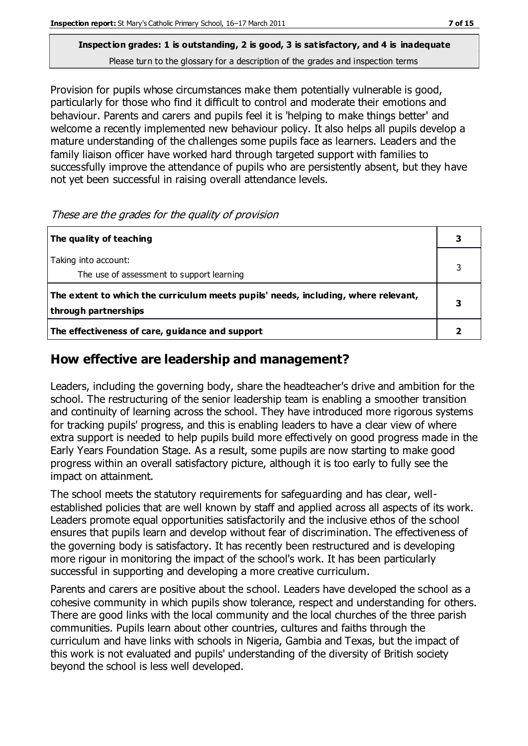**Inspection grades: 1 is outstanding, 2 is good, 3 is satisfactory, and 4 is inadequate**
Please turn to the glossary for a description of the grades and inspection terms

Provision for pupils whose circumstances make them potentially vulnerable is good, particularly for those who find it difficult to control and moderate their emotions and behaviour. Parents and carers and pupils feel it is 'helping to make things better' and welcome a recently implemented new behaviour policy. It also helps all pupils develop a mature understanding of the challenges some pupils face as learners. Leaders and the family liaison officer have worked hard through targeted support with families to successfully improve the attendance of pupils who are persistently absent, but they have not yet been successful in raising overall attendance levels.

*These are the grades for the quality of provision*

| | |
|---|---|
| **The quality of teaching** | **3** |
| Taking into account: The use of assessment to support learning | 3 |
| **The extent to which the curriculum meets pupils' needs, including, where relevant, through partnerships** | **3** |
| **The effectiveness of care, guidance and support** | **2** |

## How effective are leadership and management?

Leaders, including the governing body, share the headteacher's drive and ambition for the school. The restructuring of the senior leadership team is enabling a smoother transition and continuity of learning across the school. They have introduced more rigorous systems for tracking pupils' progress, and this is enabling leaders to have a clear view of where extra support is needed to help pupils build more effectively on good progress made in the Early Years Foundation Stage. As a result, some pupils are now starting to make good progress within an overall satisfactory picture, although it is too early to fully see the impact on attainment.

The school meets the statutory requirements for safeguarding and has clear, well-established policies that are well known by staff and applied across all aspects of its work. Leaders promote equal opportunities satisfactorily and the inclusive ethos of the school ensures that pupils learn and develop without fear of discrimination. The effectiveness of the governing body is satisfactory. It has recently been restructured and is developing more rigour in monitoring the impact of the school's work. It has been particularly successful in supporting and developing a more creative curriculum.

Parents and carers are positive about the school. Leaders have developed the school as a cohesive community in which pupils show tolerance, respect and understanding for others. There are good links with the local community and the local churches of the three parish communities. Pupils learn about other countries, cultures and faiths through the curriculum and have links with schools in Nigeria, Gambia and Texas, but the impact of this work is not evaluated and pupils' understanding of the diversity of British society beyond the school is less well developed.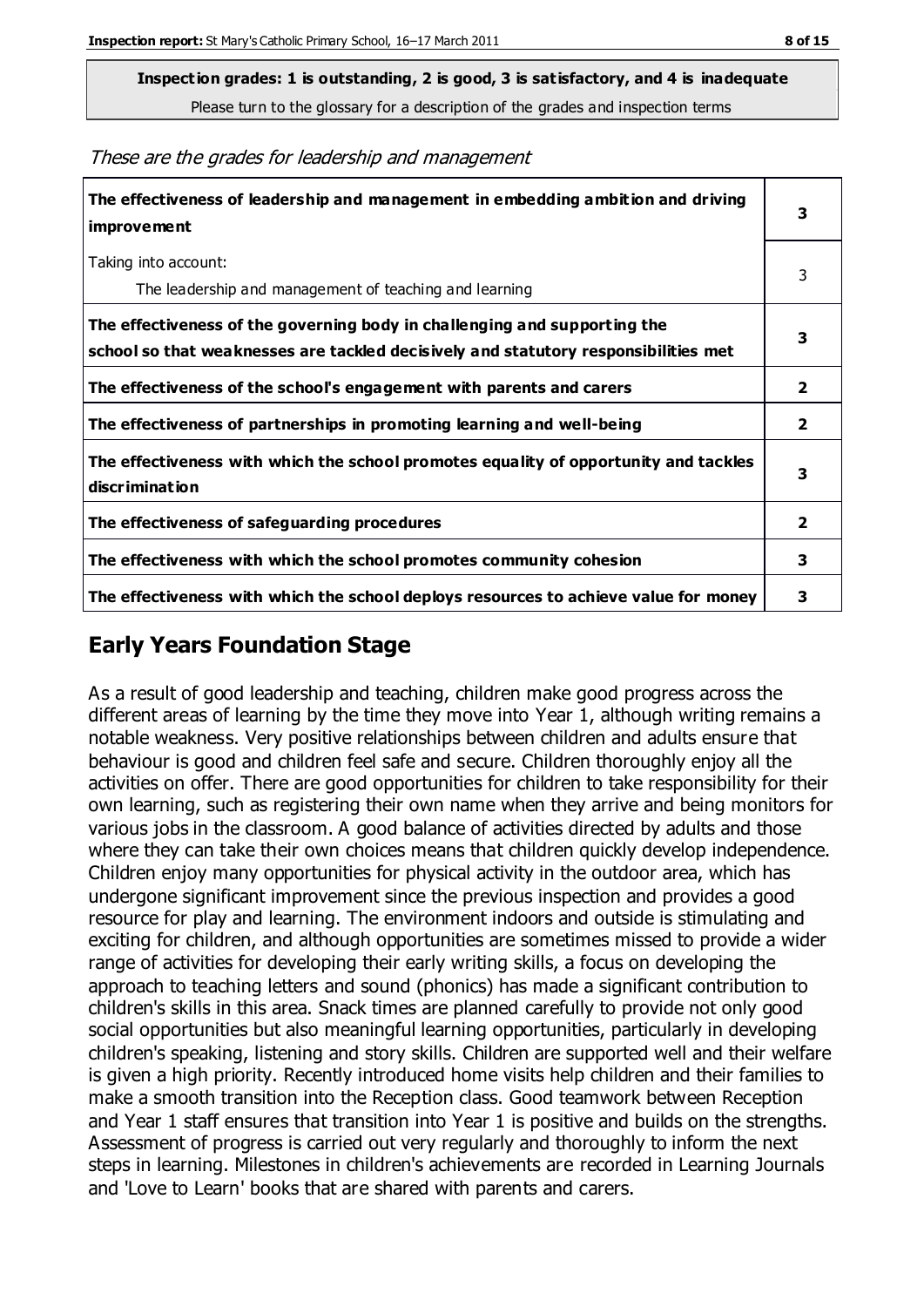**Inspection grades: 1 is outstanding, 2 is good, 3 is satisfactory, and 4 is inadequate**

Please turn to the glossary for a description of the grades and inspection terms

*These are the grades for leadership and management*

| | |
|---|---|
| **The effectiveness of leadership and management in embedding ambition and driving improvement** | **3** |
| Taking into account: The leadership and management of teaching and learning | 3 |
| **The effectiveness of the governing body in challenging and supporting the school so that weaknesses are tackled decisively and statutory responsibilities met** | **3** |
| **The effectiveness of the school's engagement with parents and carers** | **2** |
| **The effectiveness of partnerships in promoting learning and well-being** | **2** |
| **The effectiveness with which the school promotes equality of opportunity and tackles discrimination** | **3** |
| **The effectiveness of safeguarding procedures** | **2** |
| **The effectiveness with which the school promotes community cohesion** | **3** |
| **The effectiveness with which the school deploys resources to achieve value for money** | **3** |

## Early Years Foundation Stage

As a result of good leadership and teaching, children make good progress across the different areas of learning by the time they move into Year 1, although writing remains a notable weakness. Very positive relationships between children and adults ensure that behaviour is good and children feel safe and secure. Children thoroughly enjoy all the activities on offer. There are good opportunities for children to take responsibility for their own learning, such as registering their own name when they arrive and being monitors for various jobs in the classroom. A good balance of activities directed by adults and those where they can take their own choices means that children quickly develop independence. Children enjoy many opportunities for physical activity in the outdoor area, which has undergone significant improvement since the previous inspection and provides a good resource for play and learning. The environment indoors and outside is stimulating and exciting for children, and although opportunities are sometimes missed to provide a wider range of activities for developing their early writing skills, a focus on developing the approach to teaching letters and sound (phonics) has made a significant contribution to children's skills in this area. Snack times are planned carefully to provide not only good social opportunities but also meaningful learning opportunities, particularly in developing children's speaking, listening and story skills. Children are supported well and their welfare is given a high priority. Recently introduced home visits help children and their families to make a smooth transition into the Reception class. Good teamwork between Reception and Year 1 staff ensures that transition into Year 1 is positive and builds on the strengths. Assessment of progress is carried out very regularly and thoroughly to inform the next steps in learning. Milestones in children's achievements are recorded in Learning Journals and 'Love to Learn' books that are shared with parents and carers.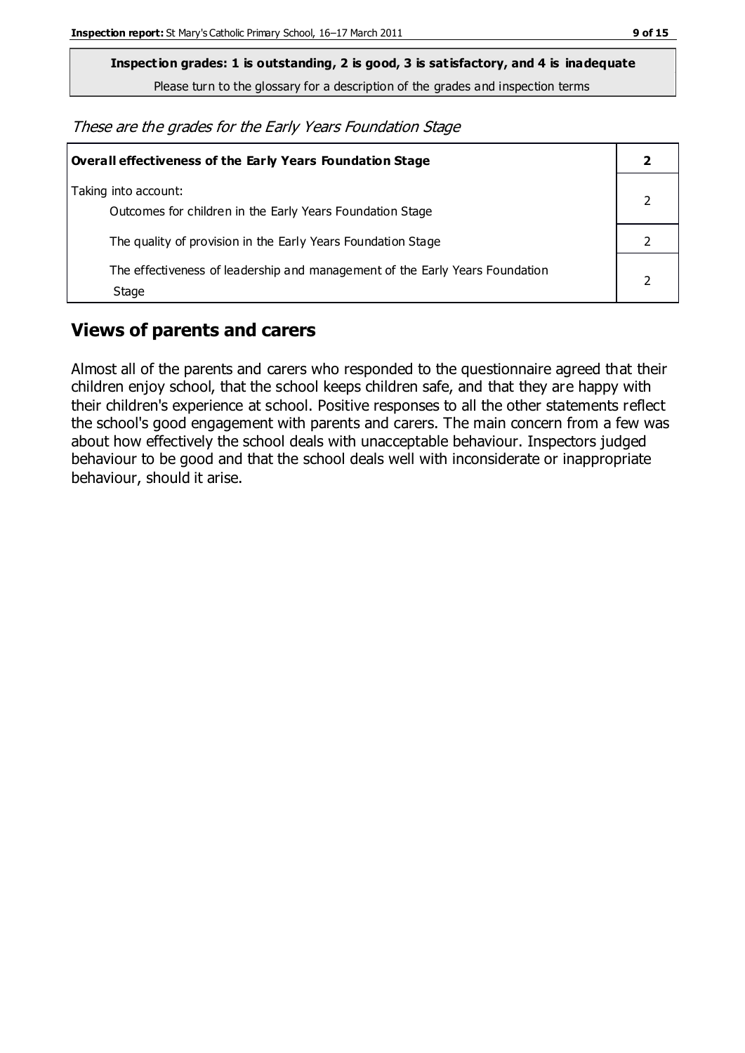**Inspection grades: 1 is outstanding, 2 is good, 3 is satisfactory, and 4 is inadequate**

Please turn to the glossary for a description of the grades and inspection terms

*These are the grades for the Early Years Foundation Stage*

| **Overall effectiveness of the Early Years Foundation Stage** | **2** |
|---|---|
| Taking into account:<br>Outcomes for children in the Early Years Foundation Stage | 2 |
| The quality of provision in the Early Years Foundation Stage | 2 |
| The effectiveness of leadership and management of the Early Years Foundation Stage | 2 |

## Views of parents and carers

Almost all of the parents and carers who responded to the questionnaire agreed that their children enjoy school, that the school keeps children safe, and that they are happy with their children's experience at school. Positive responses to all the other statements reflect the school's good engagement with parents and carers. The main concern from a few was about how effectively the school deals with unacceptable behaviour. Inspectors judged behaviour to be good and that the school deals well with inconsiderate or inappropriate behaviour, should it arise.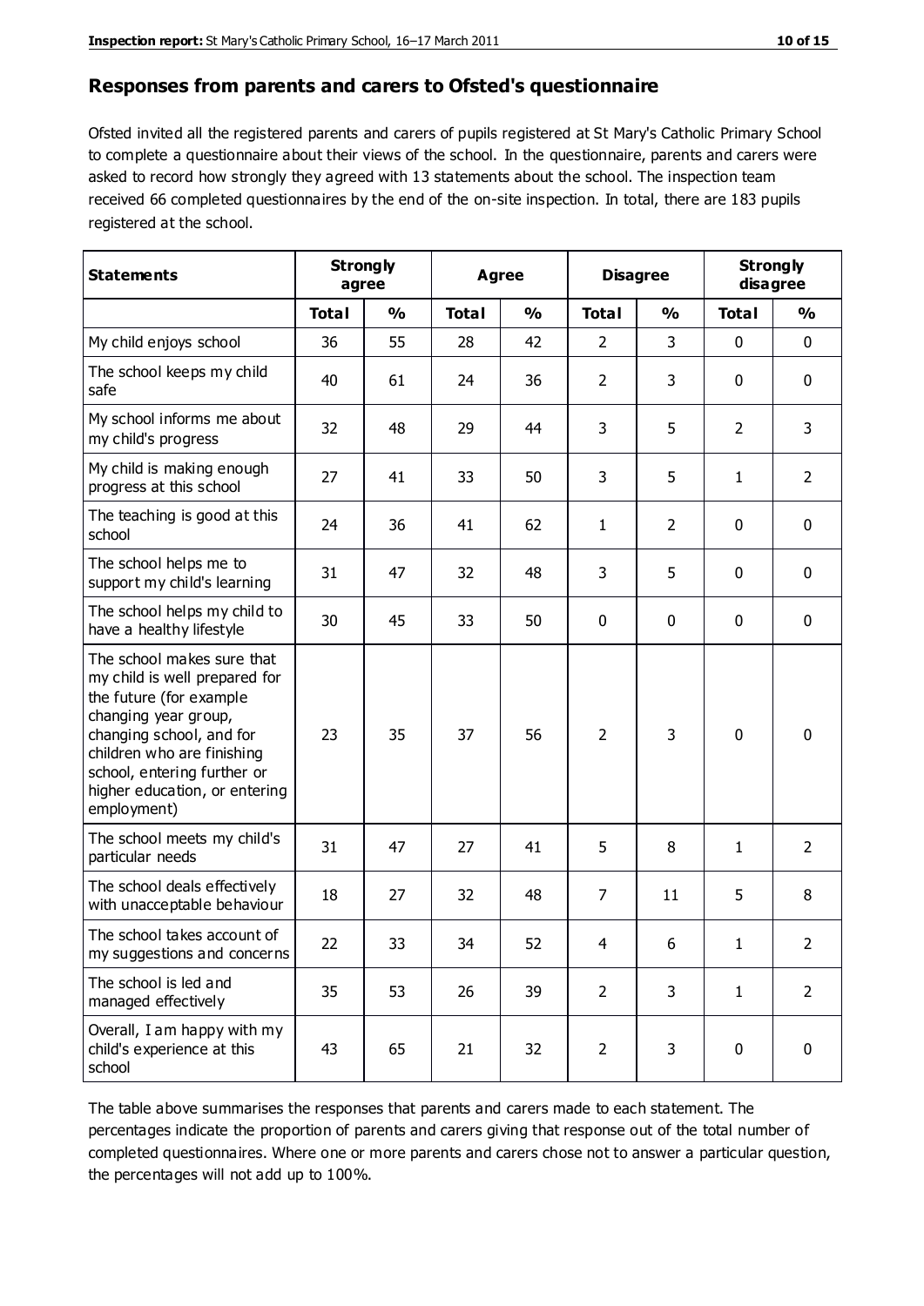## Responses from parents and carers to Ofsted's questionnaire

Ofsted invited all the registered parents and carers of pupils registered at St Mary's Catholic Primary School to complete a questionnaire about their views of the school. In the questionnaire, parents and carers were asked to record how strongly they agreed with 13 statements about the school. The inspection team received 66 completed questionnaires by the end of the on-site inspection. In total, there are 183 pupils registered at the school.

| Statements | Strongly agree | | Agree | | Disagree | | Strongly disagree | |
|---|---|---|---|---|---|---|---|---|
| | Total | % | Total | % | Total | % | Total | % |
| My child enjoys school | 36 | 55 | 28 | 42 | 2 | 3 | 0 | 0 |
| The school keeps my child safe | 40 | 61 | 24 | 36 | 2 | 3 | 0 | 0 |
| My school informs me about my child's progress | 32 | 48 | 29 | 44 | 3 | 5 | 2 | 3 |
| My child is making enough progress at this school | 27 | 41 | 33 | 50 | 3 | 5 | 1 | 2 |
| The teaching is good at this school | 24 | 36 | 41 | 62 | 1 | 2 | 0 | 0 |
| The school helps me to support my child's learning | 31 | 47 | 32 | 48 | 3 | 5 | 0 | 0 |
| The school helps my child to have a healthy lifestyle | 30 | 45 | 33 | 50 | 0 | 0 | 0 | 0 |
| The school makes sure that my child is well prepared for the future (for example changing year group, changing school, and for children who are finishing school, entering further or higher education, or entering employment) | 23 | 35 | 37 | 56 | 2 | 3 | 0 | 0 |
| The school meets my child's particular needs | 31 | 47 | 27 | 41 | 5 | 8 | 1 | 2 |
| The school deals effectively with unacceptable behaviour | 18 | 27 | 32 | 48 | 7 | 11 | 5 | 8 |
| The school takes account of my suggestions and concerns | 22 | 33 | 34 | 52 | 4 | 6 | 1 | 2 |
| The school is led and managed effectively | 35 | 53 | 26 | 39 | 2 | 3 | 1 | 2 |
| Overall, I am happy with my child's experience at this school | 43 | 65 | 21 | 32 | 2 | 3 | 0 | 0 |

The table above summarises the responses that parents and carers made to each statement. The percentages indicate the proportion of parents and carers giving that response out of the total number of completed questionnaires. Where one or more parents and carers chose not to answer a particular question, the percentages will not add up to 100%.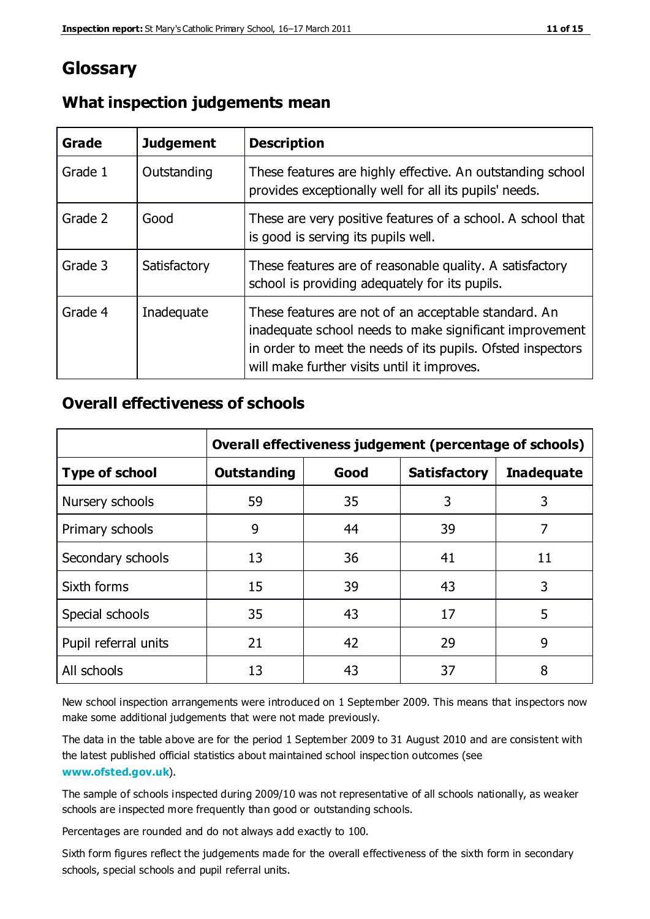# Glossary

## What inspection judgements mean

| Grade | Judgement | Description |
|---|---|---|
| Grade 1 | Outstanding | These features are highly effective. An outstanding school provides exceptionally well for all its pupils' needs. |
| Grade 2 | Good | These are very positive features of a school. A school that is good is serving its pupils well. |
| Grade 3 | Satisfactory | These features are of reasonable quality. A satisfactory school is providing adequately for its pupils. |
| Grade 4 | Inadequate | These features are not of an acceptable standard. An inadequate school needs to make significant improvement in order to meet the needs of its pupils. Ofsted inspectors will make further visits until it improves. |

## Overall effectiveness of schools

| | Overall effectiveness judgement (percentage of schools) | | | |
|---|---|---|---|---|
| **Type of school** | **Outstanding** | **Good** | **Satisfactory** | **Inadequate** |
| Nursery schools | 59 | 35 | 3 | 3 |
| Primary schools | 9 | 44 | 39 | 7 |
| Secondary schools | 13 | 36 | 41 | 11 |
| Sixth forms | 15 | 39 | 43 | 3 |
| Special schools | 35 | 43 | 17 | 5 |
| Pupil referral units | 21 | 42 | 29 | 9 |
| All schools | 13 | 43 | 37 | 8 |

New school inspection arrangements were introduced on 1 September 2009. This means that inspectors now make some additional judgements that were not made previously.

The data in the table above are for the period 1 September 2009 to 31 August 2010 and are consistent with the latest published official statistics about maintained school inspection outcomes (see **www.ofsted.gov.uk**).

The sample of schools inspected during 2009/10 was not representative of all schools nationally, as weaker schools are inspected more frequently than good or outstanding schools.

Percentages are rounded and do not always add exactly to 100.

Sixth form figures reflect the judgements made for the overall effectiveness of the sixth form in secondary schools, special schools and pupil referral units.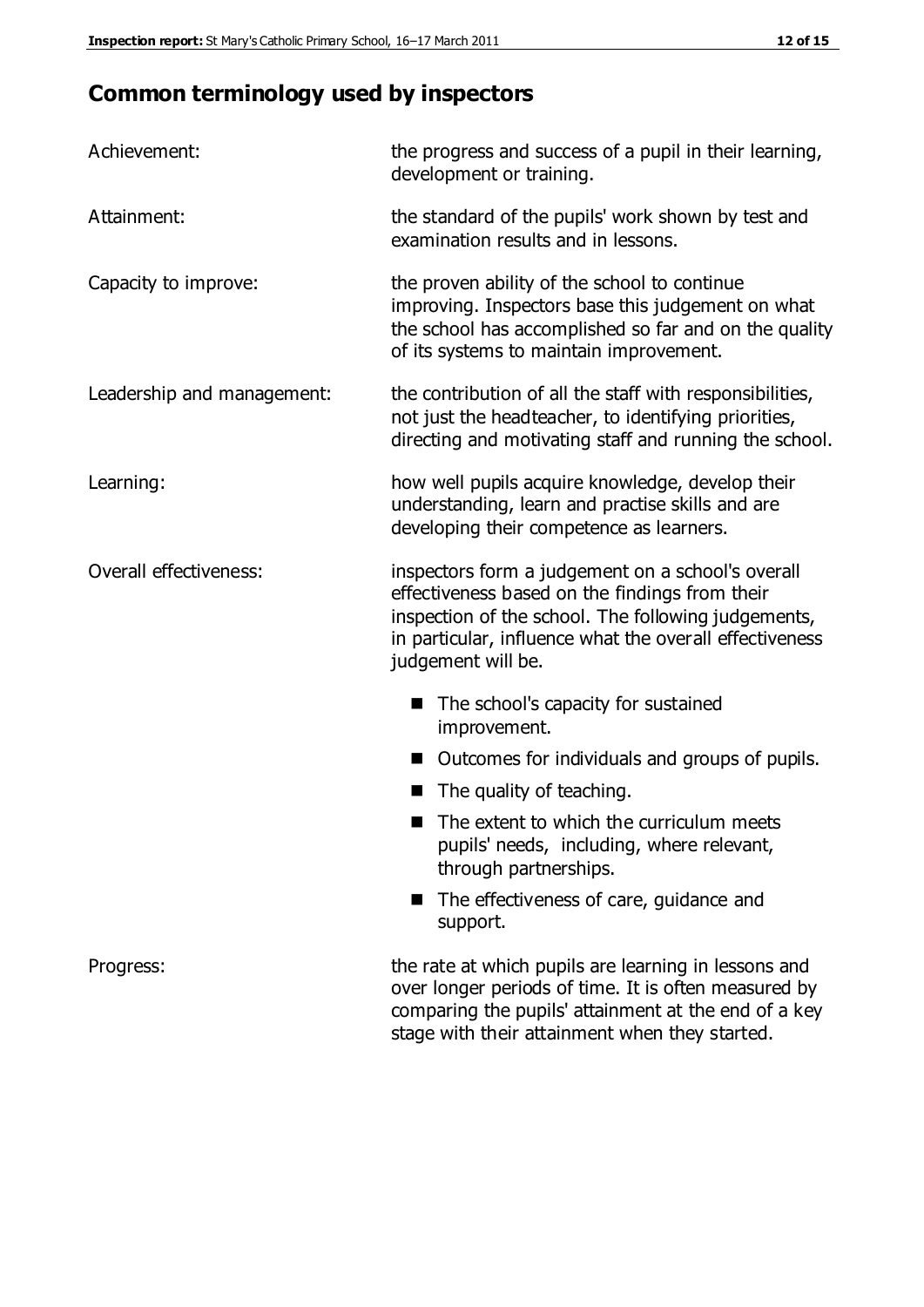## Common terminology used by inspectors

| | |
|---|---|
| Achievement: | the progress and success of a pupil in their learning, development or training. |
| Attainment: | the standard of the pupils' work shown by test and examination results and in lessons. |
| Capacity to improve: | the proven ability of the school to continue improving. Inspectors base this judgement on what the school has accomplished so far and on the quality of its systems to maintain improvement. |
| Leadership and management: | the contribution of all the staff with responsibilities, not just the headteacher, to identifying priorities, directing and motivating staff and running the school. |
| Learning: | how well pupils acquire knowledge, develop their understanding, learn and practise skills and are developing their competence as learners. |
| Overall effectiveness: | inspectors form a judgement on a school's overall effectiveness based on the findings from their inspection of the school. The following judgements, in particular, influence what the overall effectiveness judgement will be. |

- The school's capacity for sustained improvement.
- Outcomes for individuals and groups of pupils.
- The quality of teaching.
- The extent to which the curriculum meets pupils' needs, including, where relevant, through partnerships.
- The effectiveness of care, guidance and support.

| | |
|---|---|
| Progress: | the rate at which pupils are learning in lessons and over longer periods of time. It is often measured by comparing the pupils' attainment at the end of a key stage with their attainment when they started. |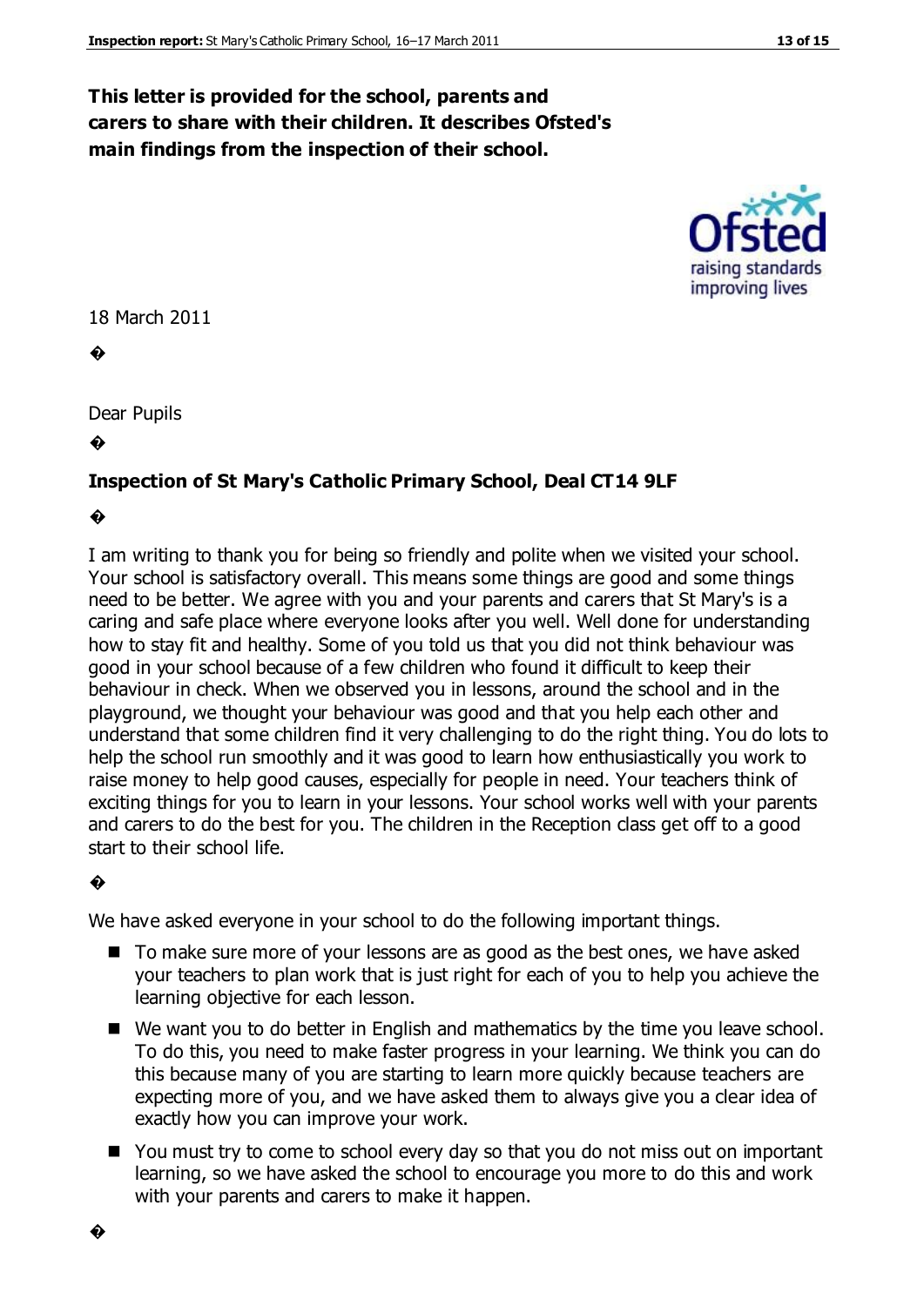**This letter is provided for the school, parents and carers to share with their children. It describes Ofsted's main findings from the inspection of their school.**

18 March 2011

Dear Pupils

**Inspection of St Mary's Catholic Primary School, Deal CT14 9LF**

I am writing to thank you for being so friendly and polite when we visited your school. Your school is satisfactory overall. This means some things are good and some things need to be better. We agree with you and your parents and carers that St Mary's is a caring and safe place where everyone looks after you well. Well done for understanding how to stay fit and healthy. Some of you told us that you did not think behaviour was good in your school because of a few children who found it difficult to keep their behaviour in check. When we observed you in lessons, around the school and in the playground, we thought your behaviour was good and that you help each other and understand that some children find it very challenging to do the right thing. You do lots to help the school run smoothly and it was good to learn how enthusiastically you work to raise money to help good causes, especially for people in need. Your teachers think of exciting things for you to learn in your lessons. Your school works well with your parents and carers to do the best for you. The children in the Reception class get off to a good start to their school life.

We have asked everyone in your school to do the following important things.

- To make sure more of your lessons are as good as the best ones, we have asked your teachers to plan work that is just right for each of you to help you achieve the learning objective for each lesson.
- We want you to do better in English and mathematics by the time you leave school. To do this, you need to make faster progress in your learning. We think you can do this because many of you are starting to learn more quickly because teachers are expecting more of you, and we have asked them to always give you a clear idea of exactly how you can improve your work.
- You must try to come to school every day so that you do not miss out on important learning, so we have asked the school to encourage you more to do this and work with your parents and carers to make it happen.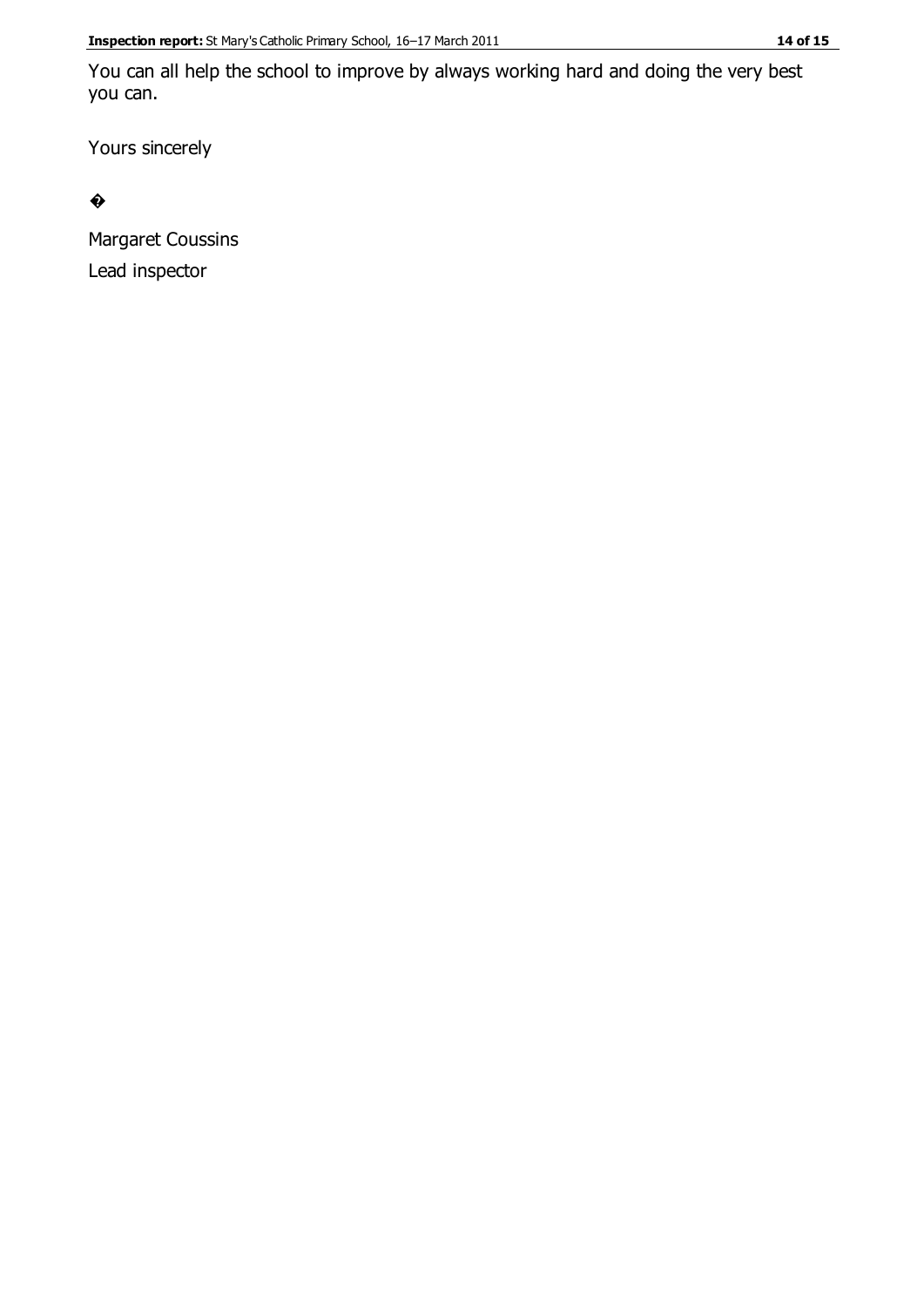You can all help the school to improve by always working hard and doing the very best you can.

Yours sincerely

�

Margaret Coussins

Lead inspector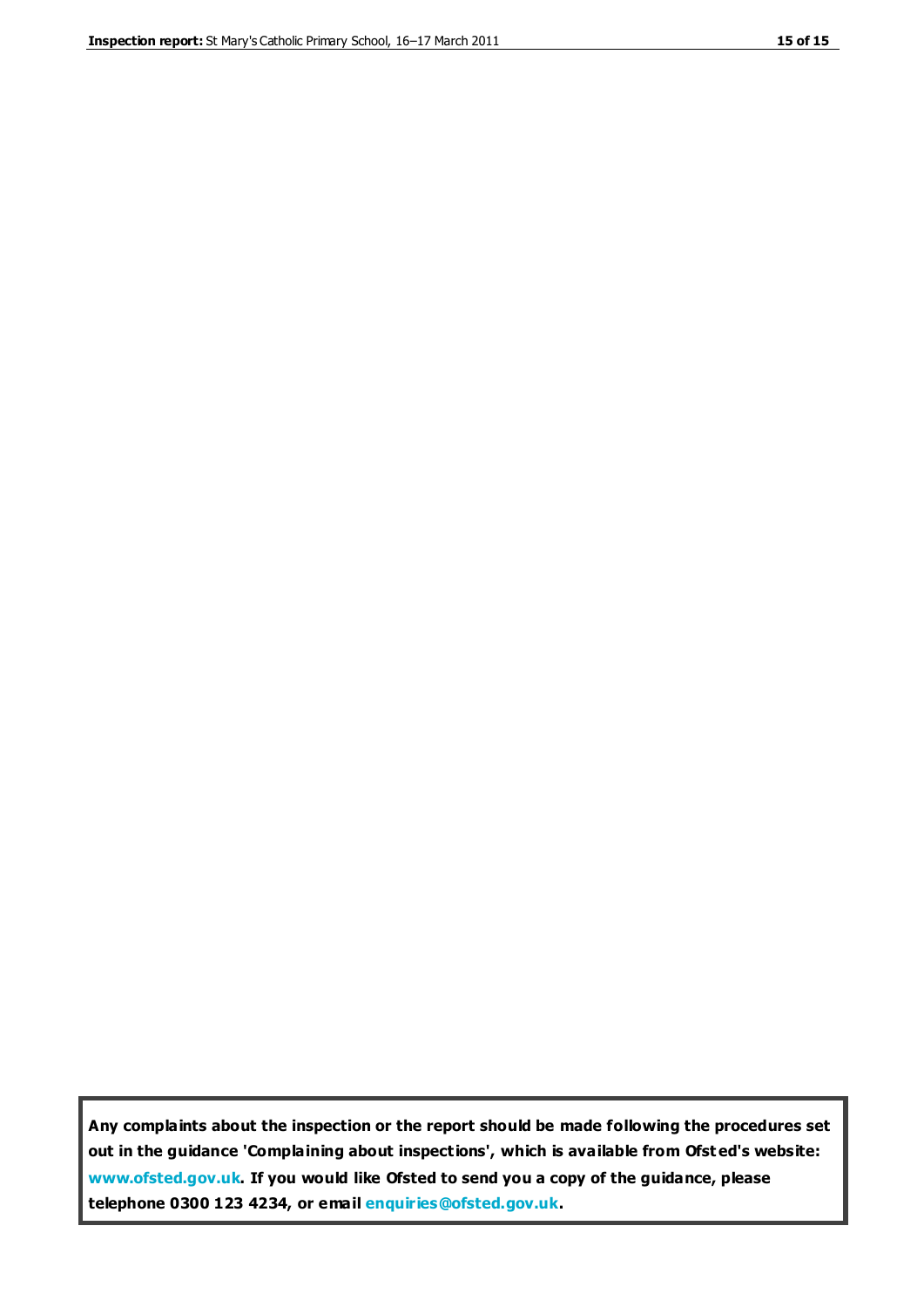**Any complaints about the inspection or the report should be made following the procedures set out in the guidance 'Complaining about inspections', which is available from Ofsted's website: www.ofsted.gov.uk. If you would like Ofsted to send you a copy of the guidance, please telephone 0300 123 4234, or email enquiries@ofsted.gov.uk.**